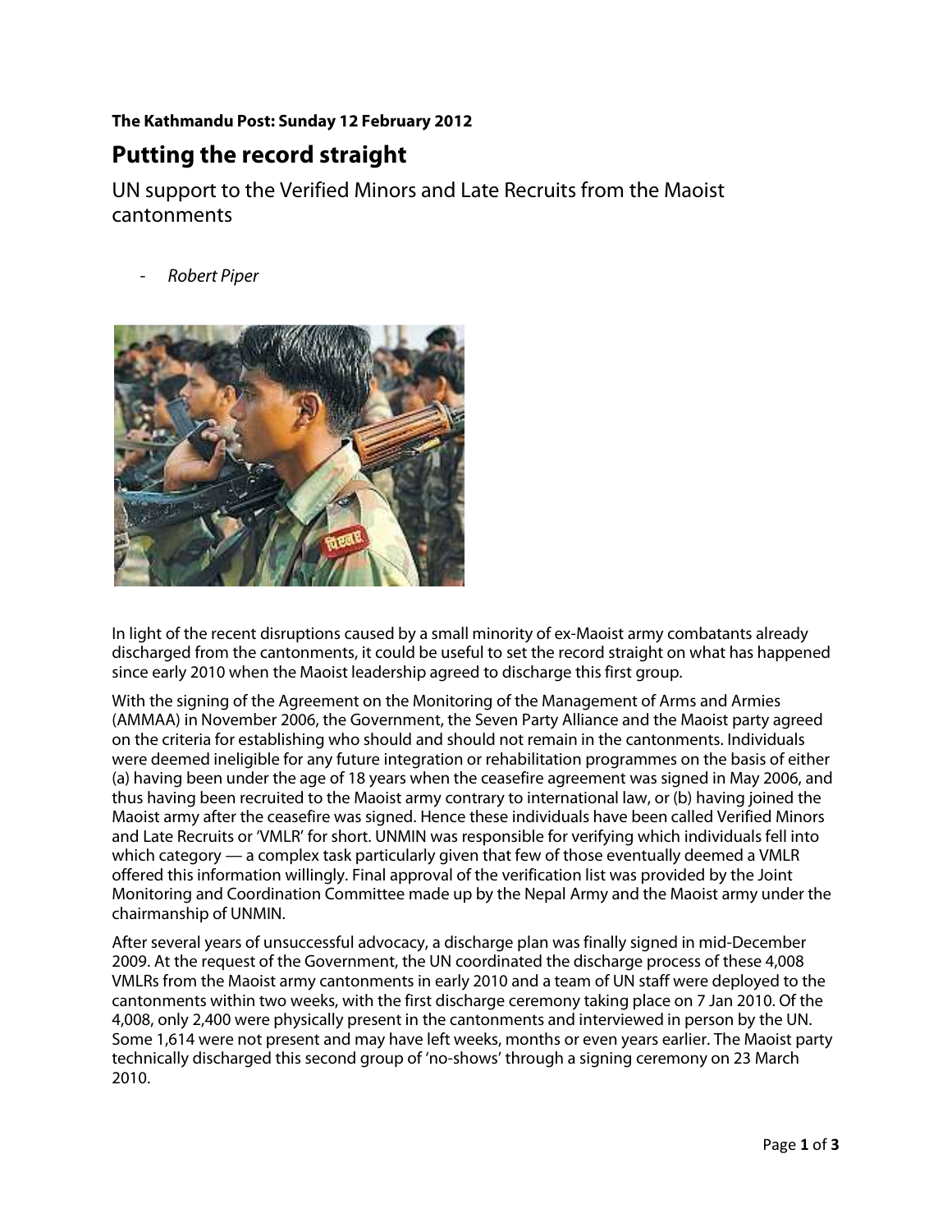**The Kathmandu Post: Sunday 12 February 2012**

# Putting the record straight

UN support to the Verified Minors and Late Recruits from the Maoist cantonments

- *Robert Piper*

In light of the recent disruptions caused by a small minority of ex-Maoist army combatants already discharged from the cantonments, it could be useful to set the record straight on what has happened since early 2010 when the Maoist leadership agreed to discharge this first group.

With the signing of the Agreement on the Monitoring of the Management of Arms and Armies (AMMAA) in November 2006, the Government, the Seven Party Alliance and the Maoist party agreed on the criteria for establishing who should and should not remain in the cantonments. Individuals were deemed ineligible for any future integration or rehabilitation programmes on the basis of either (a) having been under the age of 18 years when the ceasefire agreement was signed in May 2006, and thus having been recruited to the Maoist army contrary to international law, or (b) having joined the Maoist army after the ceasefire was signed. Hence these individuals have been called Verified Minors and Late Recruits or 'VMLR' for short. UNMIN was responsible for verifying which individuals fell into which category — a complex task particularly given that few of those eventually deemed a VMLR offered this information willingly. Final approval of the verification list was provided by the Joint Monitoring and Coordination Committee made up by the Nepal Army and the Maoist army under the chairmanship of UNMIN.

After several years of unsuccessful advocacy, a discharge plan was finally signed in mid-December 2009. At the request of the Government, the UN coordinated the discharge process of these 4,008 VMLRs from the Maoist army cantonments in early 2010 and a team of UN staff were deployed to the cantonments within two weeks, with the first discharge ceremony taking place on 7 Jan 2010. Of the 4,008, only 2,400 were physically present in the cantonments and interviewed in person by the UN. Some 1,614 were not present and may have left weeks, months or even years earlier. The Maoist party technically discharged this second group of 'no-shows' through a signing ceremony on 23 March 2010.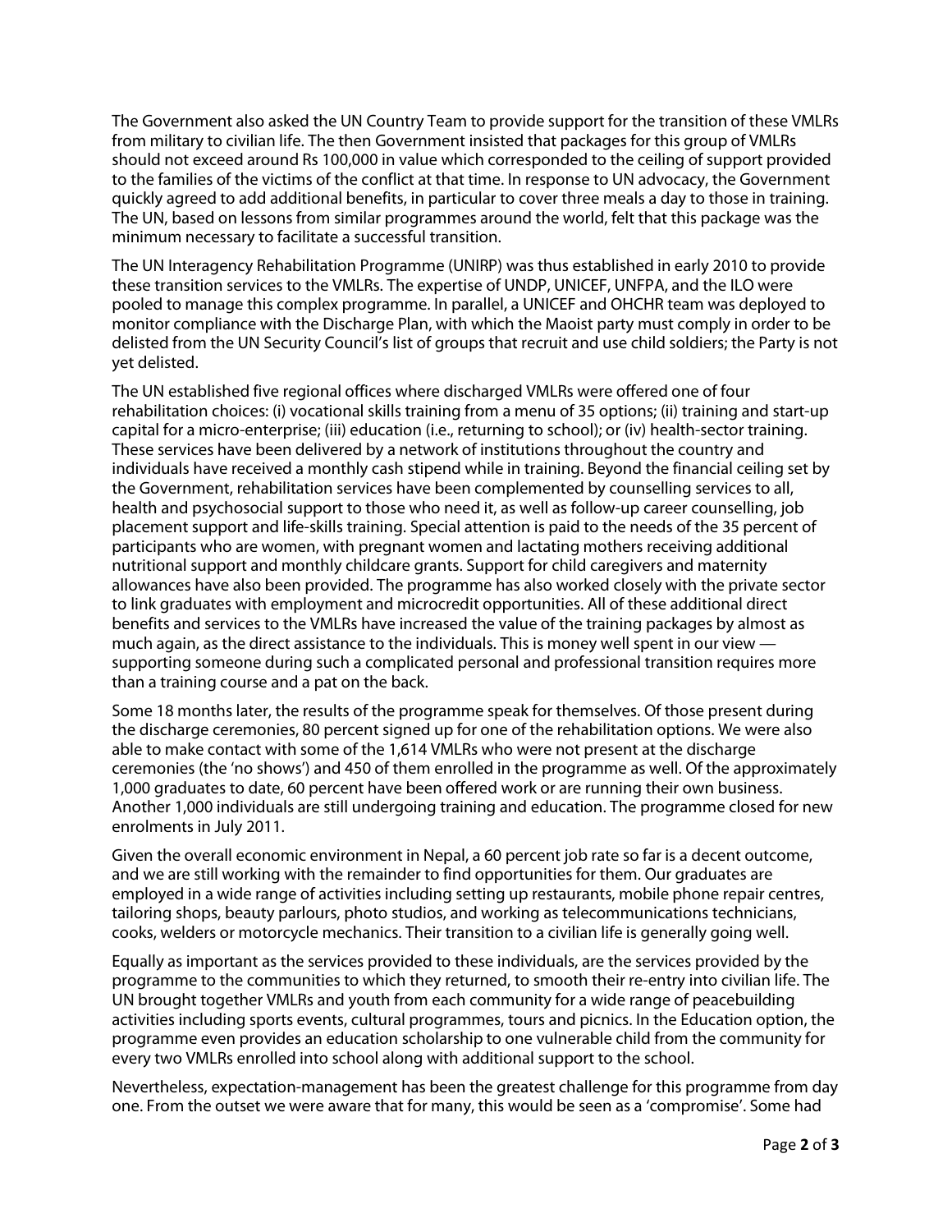The Government also asked the UN Country Team to provide support for the transition of these VMLRs from military to civilian life. The then Government insisted that packages for this group of VMLRs should not exceed around Rs 100,000 in value which corresponded to the ceiling of support provided to the families of the victims of the conflict at that time. In response to UN advocacy, the Government quickly agreed to add additional benefits, in particular to cover three meals a day to those in training. The UN, based on lessons from similar programmes around the world, felt that this package was the minimum necessary to facilitate a successful transition.

The UN Interagency Rehabilitation Programme (UNIRP) was thus established in early 2010 to provide these transition services to the VMLRs. The expertise of UNDP, UNICEF, UNFPA, and the ILO were pooled to manage this complex programme. In parallel, a UNICEF and OHCHR team was deployed to monitor compliance with the Discharge Plan, with which the Maoist party must comply in order to be delisted from the UN Security Council's list of groups that recruit and use child soldiers; the Party is not yet delisted.

The UN established five regional offices where discharged VMLRs were offered one of four rehabilitation choices: (i) vocational skills training from a menu of 35 options; (ii) training and start-up capital for a micro-enterprise; (iii) education (i.e., returning to school); or (iv) health-sector training. These services have been delivered by a network of institutions throughout the country and individuals have received a monthly cash stipend while in training. Beyond the financial ceiling set by the Government, rehabilitation services have been complemented by counselling services to all, health and psychosocial support to those who need it, as well as follow-up career counselling, job placement support and life-skills training. Special attention is paid to the needs of the 35 percent of participants who are women, with pregnant women and lactating mothers receiving additional nutritional support and monthly childcare grants. Support for child caregivers and maternity allowances have also been provided. The programme has also worked closely with the private sector to link graduates with employment and microcredit opportunities. All of these additional direct benefits and services to the VMLRs have increased the value of the training packages by almost as much again, as the direct assistance to the individuals. This is money well spent in our view — supporting someone during such a complicated personal and professional transition requires more than a training course and a pat on the back.

Some 18 months later, the results of the programme speak for themselves. Of those present during the discharge ceremonies, 80 percent signed up for one of the rehabilitation options. We were also able to make contact with some of the 1,614 VMLRs who were not present at the discharge ceremonies (the 'no shows') and 450 of them enrolled in the programme as well. Of the approximately 1,000 graduates to date, 60 percent have been offered work or are running their own business. Another 1,000 individuals are still undergoing training and education. The programme closed for new enrolments in July 2011.

Given the overall economic environment in Nepal, a 60 percent job rate so far is a decent outcome, and we are still working with the remainder to find opportunities for them. Our graduates are employed in a wide range of activities including setting up restaurants, mobile phone repair centres, tailoring shops, beauty parlours, photo studios, and working as telecommunications technicians, cooks, welders or motorcycle mechanics. Their transition to a civilian life is generally going well.

Equally as important as the services provided to these individuals, are the services provided by the programme to the communities to which they returned, to smooth their re-entry into civilian life. The UN brought together VMLRs and youth from each community for a wide range of peacebuilding activities including sports events, cultural programmes, tours and picnics. In the Education option, the programme even provides an education scholarship to one vulnerable child from the community for every two VMLRs enrolled into school along with additional support to the school.

Nevertheless, expectation-management has been the greatest challenge for this programme from day one. From the outset we were aware that for many, this would be seen as a 'compromise'. Some had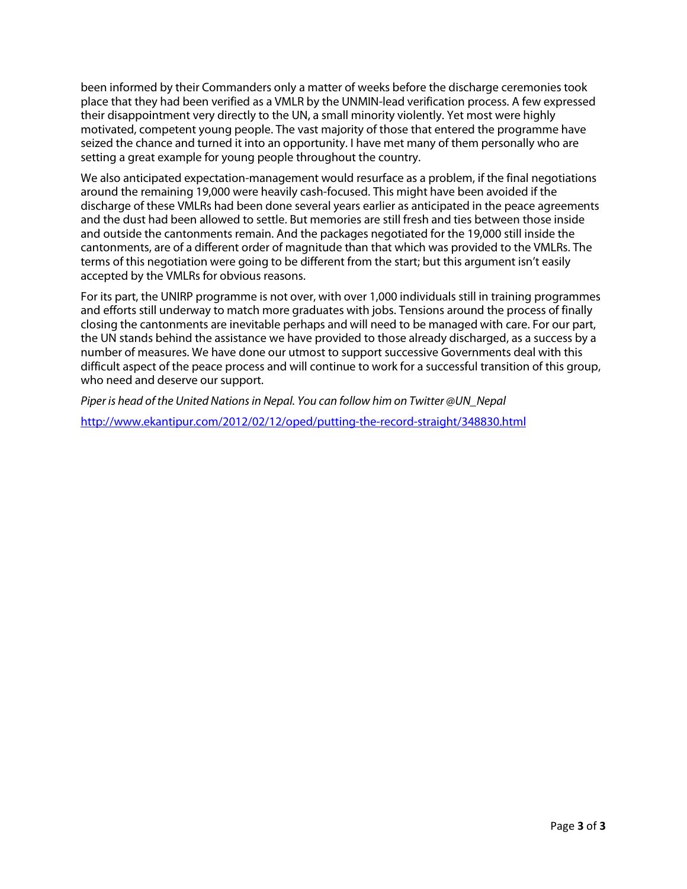been informed by their Commanders only a matter of weeks before the discharge ceremonies took place that they had been verified as a VMLR by the UNMIN-lead verification process. A few expressed their disappointment very directly to the UN, a small minority violently. Yet most were highly motivated, competent young people. The vast majority of those that entered the programme have seized the chance and turned it into an opportunity. I have met many of them personally who are setting a great example for young people throughout the country.

We also anticipated expectation-management would resurface as a problem, if the final negotiations around the remaining 19,000 were heavily cash-focused. This might have been avoided if the discharge of these VMLRs had been done several years earlier as anticipated in the peace agreements and the dust had been allowed to settle. But memories are still fresh and ties between those inside and outside the cantonments remain. And the packages negotiated for the 19,000 still inside the cantonments, are of a different order of magnitude than that which was provided to the VMLRs. The terms of this negotiation were going to be different from the start; but this argument isn't easily accepted by the VMLRs for obvious reasons.

For its part, the UNIRP programme is not over, with over 1,000 individuals still in training programmes and efforts still underway to match more graduates with jobs. Tensions around the process of finally closing the cantonments are inevitable perhaps and will need to be managed with care. For our part, the UN stands behind the assistance we have provided to those already discharged, as a success by a number of measures. We have done our utmost to support successive Governments deal with this difficult aspect of the peace process and will continue to work for a successful transition of this group, who need and deserve our support.

*Piper is head of the United Nations in Nepal. You can follow him on Twitter @UN_Nepal*

http://www.ekantipur.com/2012/02/12/oped/putting-the-record-straight/348830.html